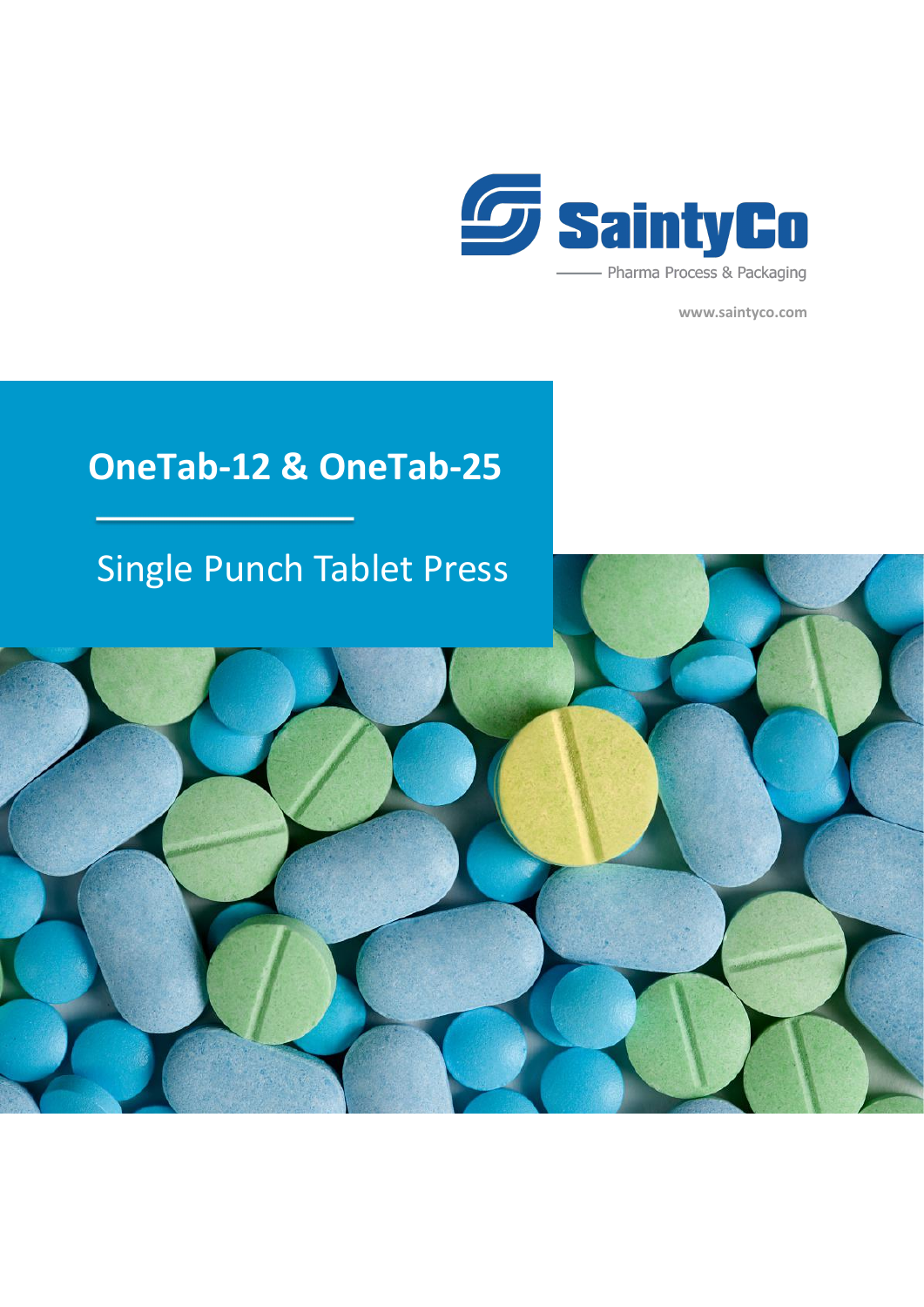SaintyCo

Pharma Process & Packaging

www.saintyco.com

# OneTab-12 & OneTab-25

## Single Punch Tablet Press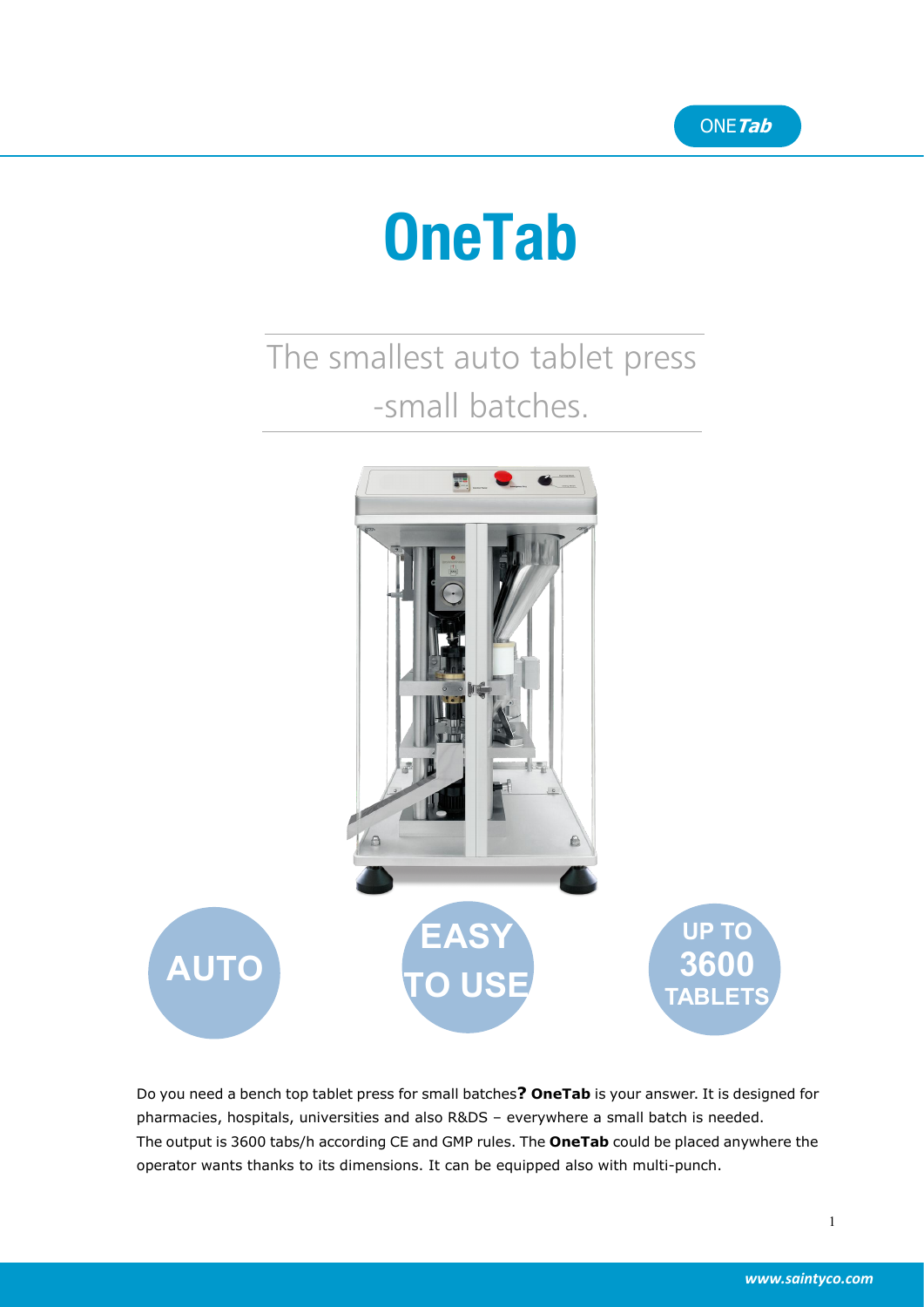# OneTab

The smallest auto tablet press
-small batches.

AUTO

EASY TO USE

UP TO 3600 TABLETS

Do you need a bench top tablet press for small batches**?** **OneTab** is your answer. It is designed for pharmacies, hospitals, universities and also R&DS – everywhere a small batch is needed.
The output is 3600 tabs/h according CE and GMP rules. The **OneTab** could be placed anywhere the operator wants thanks to its dimensions. It can be equipped also with multi-punch.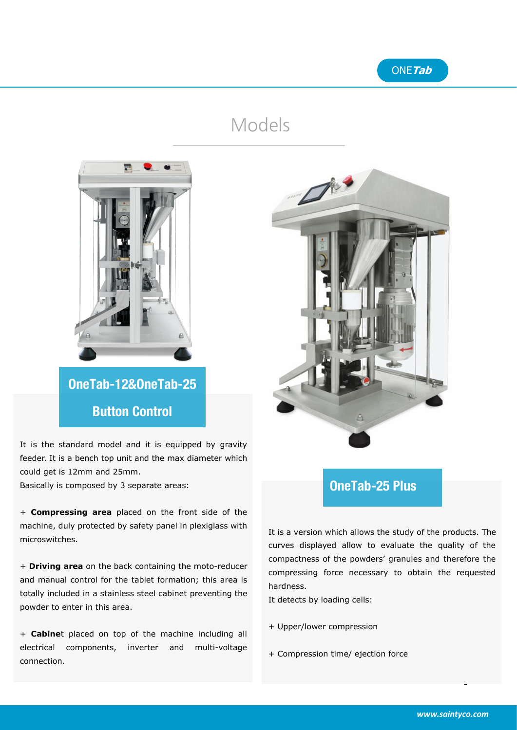# Models

## OneTab-12&OneTab-25 Button Control

It is the standard model and it is equipped by gravity feeder. It is a bench top unit and the max diameter which could get is 12mm and 25mm.
Basically is composed by 3 separate areas:

+ **Compressing area** placed on the front side of the machine, duly protected by safety panel in plexiglass with microswitches.

+ **Driving area** on the back containing the moto-reducer and manual control for the tablet formation; this area is totally included in a stainless steel cabinet preventing the powder to enter in this area.

+ **Cabine**t placed on top of the machine including all electrical components, inverter and multi-voltage connection.

## OneTab-25 Plus

It is a version which allows the study of the products. The curves displayed allow to evaluate the quality of the compactness of the powders' granules and therefore the compressing force necessary to obtain the requested hardness.
It detects by loading cells:

+ Upper/lower compression

+ Compression time/ ejection force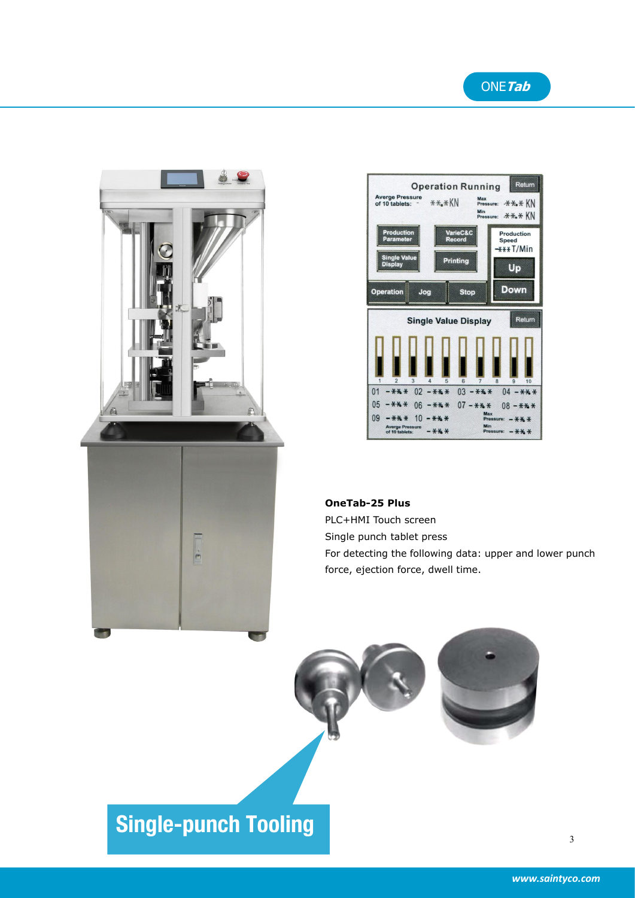**OneTab-25 Plus**

PLC+HMI Touch screen

Single punch tablet press

For detecting the following data: upper and lower punch force, ejection force, dwell time.

## Single-punch Tooling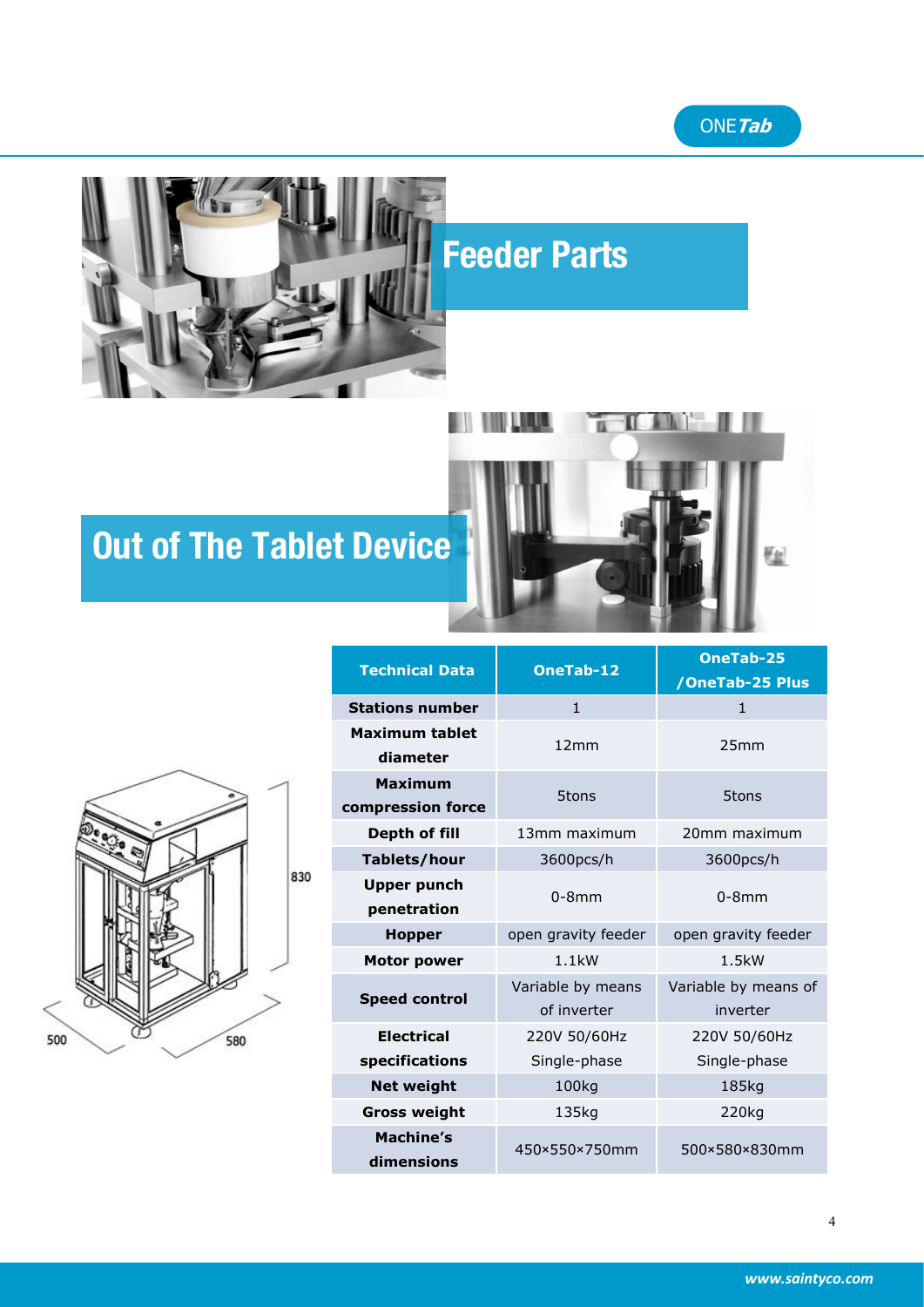## Feeder Parts

## Out of The Tablet Device

| Technical Data | OneTab-12 | OneTab-25 /OneTab-25 Plus |
|---|---|---|
| Stations number | 1 | 1 |
| Maximum tablet diameter | 12mm | 25mm |
| Maximum compression force | 5tons | 5tons |
| Depth of fill | 13mm maximum | 20mm maximum |
| Tablets/hour | 3600pcs/h | 3600pcs/h |
| Upper punch penetration | 0-8mm | 0-8mm |
| Hopper | open gravity feeder | open gravity feeder |
| Motor power | 1.1kW | 1.5kW |
| Speed control | Variable by means of inverter | Variable by means of inverter |
| Electrical specifications | 220V 50/60Hz Single-phase | 220V 50/60Hz Single-phase |
| Net weight | 100kg | 185kg |
| Gross weight | 135kg | 220kg |
| Machine's dimensions | 450×550×750mm | 500×580×830mm |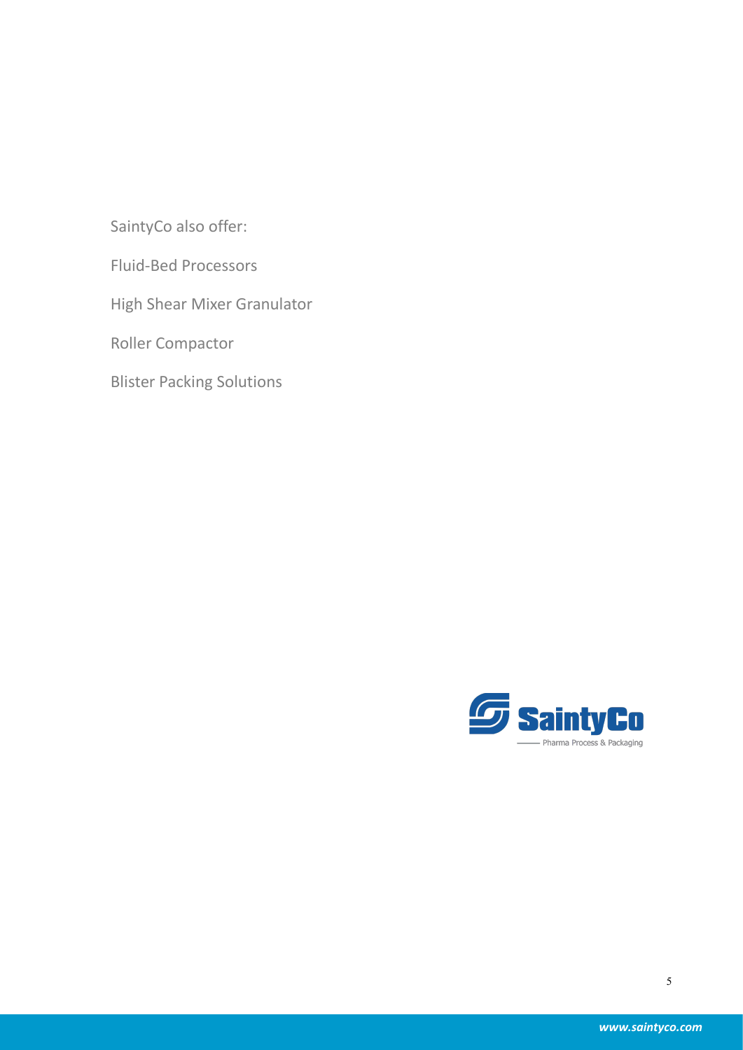SaintyCo also offer:

Fluid-Bed Processors

High Shear Mixer Granulator

Roller Compactor

Blister Packing Solutions

SaintyCo

Pharma Process & Packaging